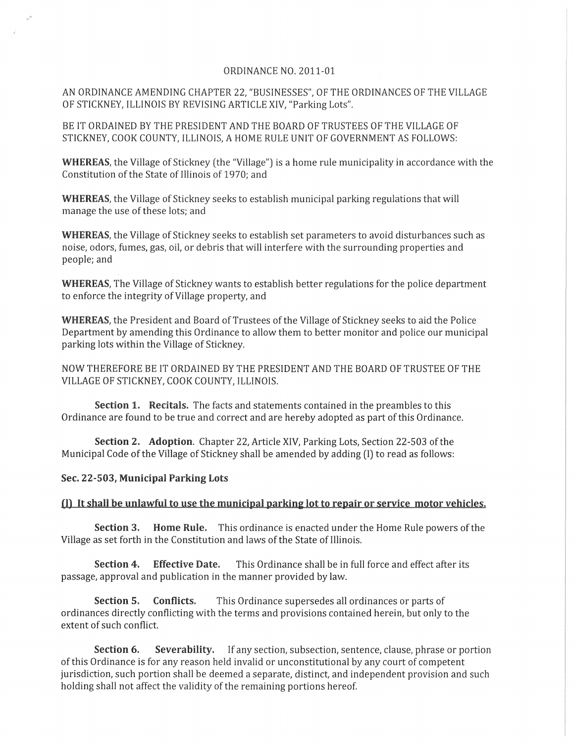# ORDINANCE NO. 2011-01

AN ORDINANCE AMENDING CHAPTER 22, "BUSINESSES", OF THE ORDINANCES OF THE VILLAGE OF STICKNEY, ILLINOIS BY REVISING ARTICLE XIV, "Parking Lots".

BE IT ORDAINED BY THE PRESIDENT AND THE BOARD OF TRUSTEES OF THE VILLAGE OF STICKNEY, COOK COUNTY, ILLINOIS, A HOME RULE UNIT OF GOVERNMENT AS FOLLOWS:

**WHEREAS**, the Village of Stickney (the "Village") is a home rule municipality in accordance with the Constitution of the State of Illinois of 1970; and

**WHEREAS**, the Village of Stickney seeks to establish municipal parking regulations that will manage the use of these lots; and

**WHEREAS**, the Village of Stickney seeks to establish set parameters to avoid disturbances such as noise, odors, fumes, gas, oil, or debris that will interfere with the surrounding properties and people; and

**WHEREAS**, The Village of Stickney wants to establish better regulations for the police department to enforce the integrity of Village property, and

**WHEREAS**, the President and Board of Trustees of the Village of Stickney seeks to aid the Police Department by amending this Ordinance to allow them to better monitor and police our municipal parking lots within the Village of Stickney.

NOW THEREFORE BE IT ORDAINED BY THE PRESIDENT AND THE BOARD OF TRUSTEE OF THE VILLAGE OF STICKNEY, COOK COUNTY, ILLINOIS.

**Section 1. Recitals.** The facts and statements contained in the preambles to this Ordinance are found to be true and correct and are hereby adopted as part of this Ordinance.

**Section 2. Adoption**. Chapter 22, Article XIV, Parking Lots, Section 22-503 of the Municipal Code of the Village of Stickney shall be amended by adding (l) to read as follows:

**Sec. 22-503, Municipal Parking Lots**

**(l) It shall be unlawful to use the municipal parking lot to repair or service motor vehicles.**

**Section 3. Home Rule.** This ordinance is enacted under the Home Rule powers of the Village as set forth in the Constitution and laws of the State of Illinois.

**Section 4. Effective Date.** This Ordinance shall be in full force and effect after its passage, approval and publication in the manner provided by law.

**Section 5. Conflicts.** This Ordinance supersedes all ordinances or parts of ordinances directly conflicting with the terms and provisions contained herein, but only to the extent of such conflict.

**Section 6. Severability.** If any section, subsection, sentence, clause, phrase or portion of this Ordinance is for any reason held invalid or unconstitutional by any court of competent jurisdiction, such portion shall be deemed a separate, distinct, and independent provision and such holding shall not affect the validity of the remaining portions hereof.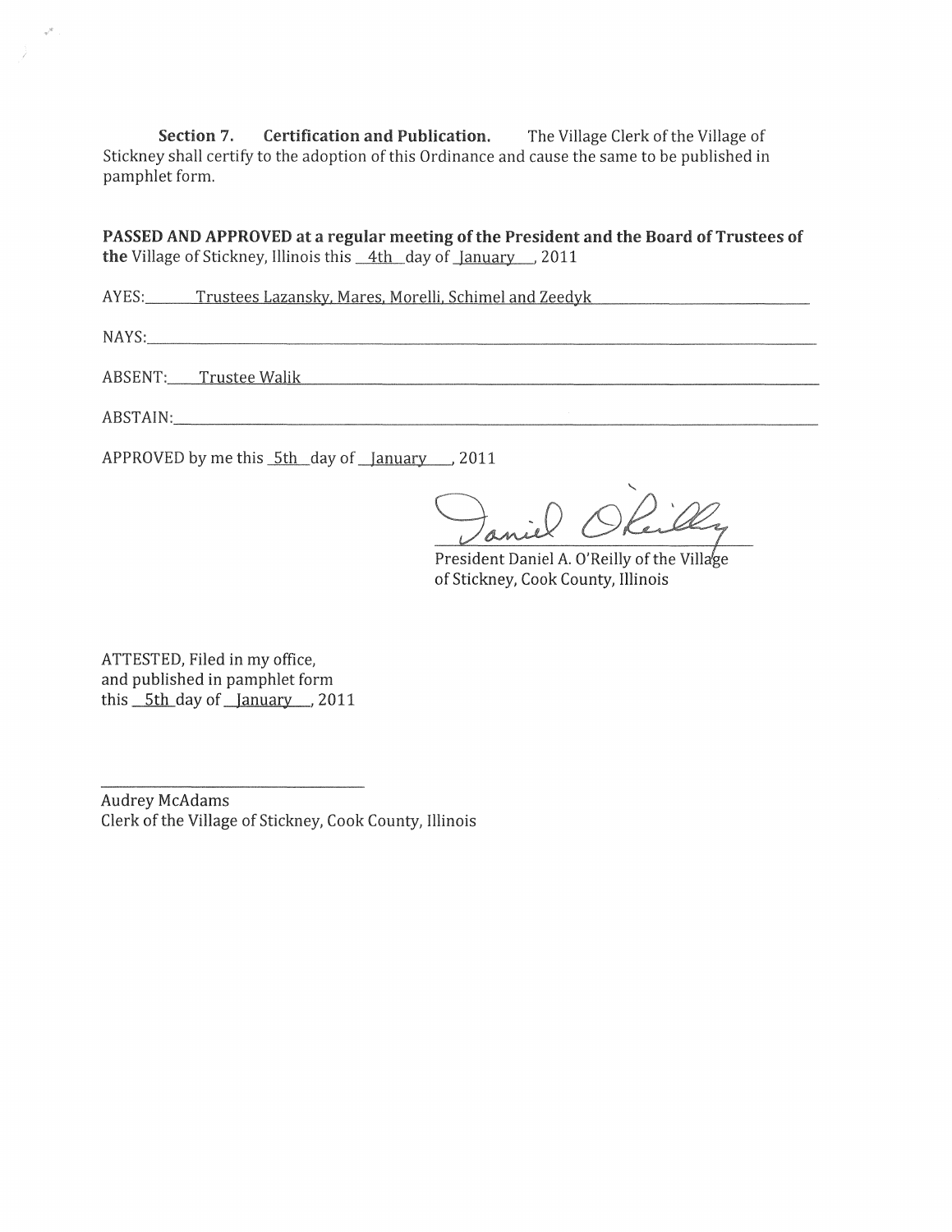**Section 7. Certification and Publication.** The Village Clerk of the Village of Stickney shall certify to the adoption of this Ordinance and cause the same to be published in pamphlet form.

**PASSED AND APPROVED at a regular meeting of the President and the Board of Trustees of the** Village of Stickney, Illinois this 4th day of January, 2011

AYES: Trustees Lazansky, Mares, Morelli, Schimel and Zeedyk

NAYS:

ABSENT: Trustee Walik

ABSTAIN:

APPROVED by me this 5th day of January, 2011

Daniel O'Reilly

President Daniel A. O'Reilly of the Village of Stickney, Cook County, Illinois

ATTESTED, Filed in my office, and published in pamphlet form this 5th day of January, 2011

Audrey McAdams
Clerk of the Village of Stickney, Cook County, Illinois